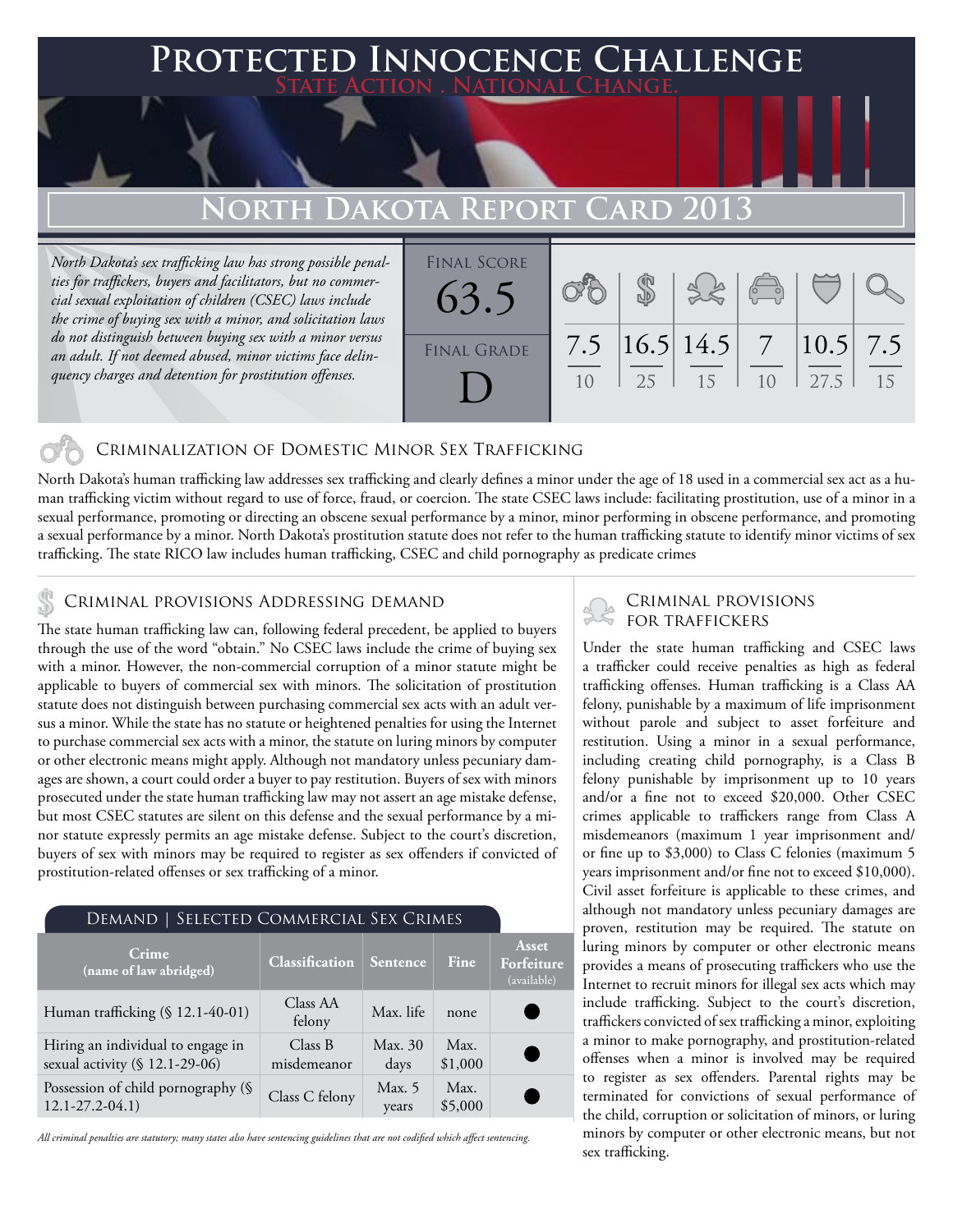# Protected Innocence Challenge

State Action . National Change.

## North Dakota Report Card 2013

*North Dakota's sex trafficking law has strong possible penalties for traffickers, buyers and facilitators, but no commercial sexual exploitation of children (CSEC) laws include the crime of buying sex with a minor, and solicitation laws do not distinguish between buying sex with a minor versus an adult. If not deemed abused, minor victims face delinquency charges and detention for prostitution offenses.*

| Final Score | | | | | | |
|---|---|---|---|---|---|---|
| 63.5 | 7.5/10 | 16.5/25 | 14.5/15 | 7/10 | 10.5/27.5 | 7.5/15 |

Final Grade: D

### Criminalization of Domestic Minor Sex Trafficking

North Dakota's human trafficking law addresses sex trafficking and clearly defines a minor under the age of 18 used in a commercial sex act as a human trafficking victim without regard to use of force, fraud, or coercion. The state CSEC laws include: facilitating prostitution, use of a minor in a sexual performance, promoting or directing an obscene sexual performance by a minor, minor performing in obscene performance, and promoting a sexual performance by a minor. North Dakota's prostitution statute does not refer to the human trafficking statute to identify minor victims of sex trafficking. The state RICO law includes human trafficking, CSEC and child pornography as predicate crimes

### Criminal provisions Addressing demand

The state human trafficking law can, following federal precedent, be applied to buyers through the use of the word "obtain." No CSEC laws include the crime of buying sex with a minor. However, the non-commercial corruption of a minor statute might be applicable to buyers of commercial sex with minors. The solicitation of prostitution statute does not distinguish between purchasing commercial sex acts with an adult versus a minor. While the state has no statute or heightened penalties for using the Internet to purchase commercial sex acts with a minor, the statute on luring minors by computer or other electronic means might apply. Although not mandatory unless pecuniary damages are shown, a court could order a buyer to pay restitution. Buyers of sex with minors prosecuted under the state human trafficking law may not assert an age mistake defense, but most CSEC statutes are silent on this defense and the sexual performance by a minor statute expressly permits an age mistake defense. Subject to the court's discretion, buyers of sex with minors may be required to register as sex offenders if convicted of prostitution-related offenses or sex trafficking of a minor.

**Demand | Selected Commercial Sex Crimes**

| Crime (name of law abridged) | Classification | Sentence | Fine | Asset Forfeiture (available) |
|---|---|---|---|---|
| Human trafficking (§ 12.1-40-01) | Class AA felony | Max. life | none | ● |
| Hiring an individual to engage in sexual activity (§ 12.1-29-06) | Class B misdemeanor | Max. 30 days | Max. $1,000 | ● |
| Possession of child pornography (§ 12.1-27.2-04.1) | Class C felony | Max. 5 years | Max. $5,000 | ● |

*All criminal penalties are statutory; many states also have sentencing guidelines that are not codified which affect sentencing.*

### Criminal provisions for traffickers

Under the state human trafficking and CSEC laws a trafficker could receive penalties as high as federal trafficking offenses. Human trafficking is a Class AA felony, punishable by a maximum of life imprisonment without parole and subject to asset forfeiture and restitution. Using a minor in a sexual performance, including creating child pornography, is a Class B felony punishable by imprisonment up to 10 years and/or a fine not to exceed $20,000. Other CSEC crimes applicable to traffickers range from Class A misdemeanors (maximum 1 year imprisonment and/or fine up to $3,000) to Class C felonies (maximum 5 years imprisonment and/or fine not to exceed $10,000). Civil asset forfeiture is applicable to these crimes, and although not mandatory unless pecuniary damages are proven, restitution may be required. The statute on luring minors by computer or other electronic means provides a means of prosecuting traffickers who use the Internet to recruit minors for illegal sex acts which may include trafficking. Subject to the court's discretion, traffickers convicted of sex trafficking a minor, exploiting a minor to make pornography, and prostitution-related offenses when a minor is involved may be required to register as sex offenders. Parental rights may be terminated for convictions of sexual performance of the child, corruption or solicitation of minors, or luring minors by computer or other electronic means, but not sex trafficking.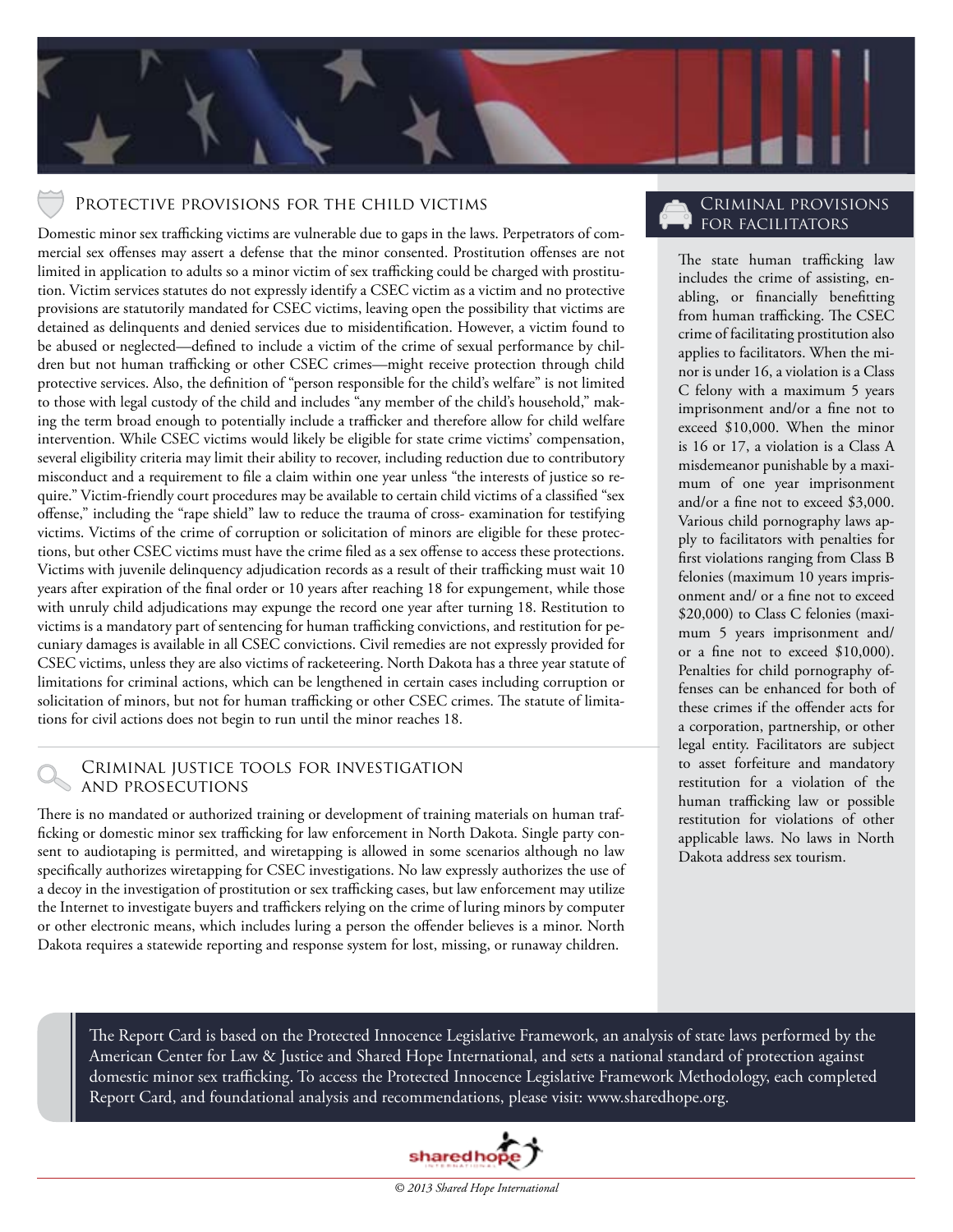## Protective provisions for the child victims

Domestic minor sex trafficking victims are vulnerable due to gaps in the laws. Perpetrators of commercial sex offenses may assert a defense that the minor consented. Prostitution offenses are not limited in application to adults so a minor victim of sex trafficking could be charged with prostitution. Victim services statutes do not expressly identify a CSEC victim as a victim and no protective provisions are statutorily mandated for CSEC victims, leaving open the possibility that victims are detained as delinquents and denied services due to misidentification. However, a victim found to be abused or neglected—defined to include a victim of the crime of sexual performance by children but not human trafficking or other CSEC crimes—might receive protection through child protective services. Also, the definition of "person responsible for the child's welfare" is not limited to those with legal custody of the child and includes "any member of the child's household," making the term broad enough to potentially include a trafficker and therefore allow for child welfare intervention. While CSEC victims would likely be eligible for state crime victims' compensation, several eligibility criteria may limit their ability to recover, including reduction due to contributory misconduct and a requirement to file a claim within one year unless "the interests of justice so require." Victim-friendly court procedures may be available to certain child victims of a classified "sex offense," including the "rape shield" law to reduce the trauma of cross- examination for testifying victims. Victims of the crime of corruption or solicitation of minors are eligible for these protections, but other CSEC victims must have the crime filed as a sex offense to access these protections. Victims with juvenile delinquency adjudication records as a result of their trafficking must wait 10 years after expiration of the final order or 10 years after reaching 18 for expungement, while those with unruly child adjudications may expunge the record one year after turning 18. Restitution to victims is a mandatory part of sentencing for human trafficking convictions, and restitution for pecuniary damages is available in all CSEC convictions. Civil remedies are not expressly provided for CSEC victims, unless they are also victims of racketeering. North Dakota has a three year statute of limitations for criminal actions, which can be lengthened in certain cases including corruption or solicitation of minors, but not for human trafficking or other CSEC crimes. The statute of limitations for civil actions does not begin to run until the minor reaches 18.

## Criminal justice tools for investigation and prosecutions

There is no mandated or authorized training or development of training materials on human trafficking or domestic minor sex trafficking for law enforcement in North Dakota. Single party consent to audiotaping is permitted, and wiretapping is allowed in some scenarios although no law specifically authorizes wiretapping for CSEC investigations. No law expressly authorizes the use of a decoy in the investigation of prostitution or sex trafficking cases, but law enforcement may utilize the Internet to investigate buyers and traffickers relying on the crime of luring minors by computer or other electronic means, which includes luring a person the offender believes is a minor. North Dakota requires a statewide reporting and response system for lost, missing, or runaway children.

## Criminal provisions for facilitators

The state human trafficking law includes the crime of assisting, enabling, or financially benefitting from human trafficking. The CSEC crime of facilitating prostitution also applies to facilitators. When the minor is under 16, a violation is a Class C felony with a maximum 5 years imprisonment and/or a fine not to exceed $10,000. When the minor is 16 or 17, a violation is a Class A misdemeanor punishable by a maximum of one year imprisonment and/or a fine not to exceed $3,000. Various child pornography laws apply to facilitators with penalties for first violations ranging from Class B felonies (maximum 10 years imprisonment and/ or a fine not to exceed $20,000) to Class C felonies (maximum 5 years imprisonment and/ or a fine not to exceed $10,000). Penalties for child pornography offenses can be enhanced for both of these crimes if the offender acts for a corporation, partnership, or other legal entity. Facilitators are subject to asset forfeiture and mandatory restitution for a violation of the human trafficking law or possible restitution for violations of other applicable laws. No laws in North Dakota address sex tourism.

The Report Card is based on the Protected Innocence Legislative Framework, an analysis of state laws performed by the American Center for Law & Justice and Shared Hope International, and sets a national standard of protection against domestic minor sex trafficking. To access the Protected Innocence Legislative Framework Methodology, each completed Report Card, and foundational analysis and recommendations, please visit: www.sharedhope.org.

sharedhope INTERNATIONAL

*© 2013 Shared Hope International*